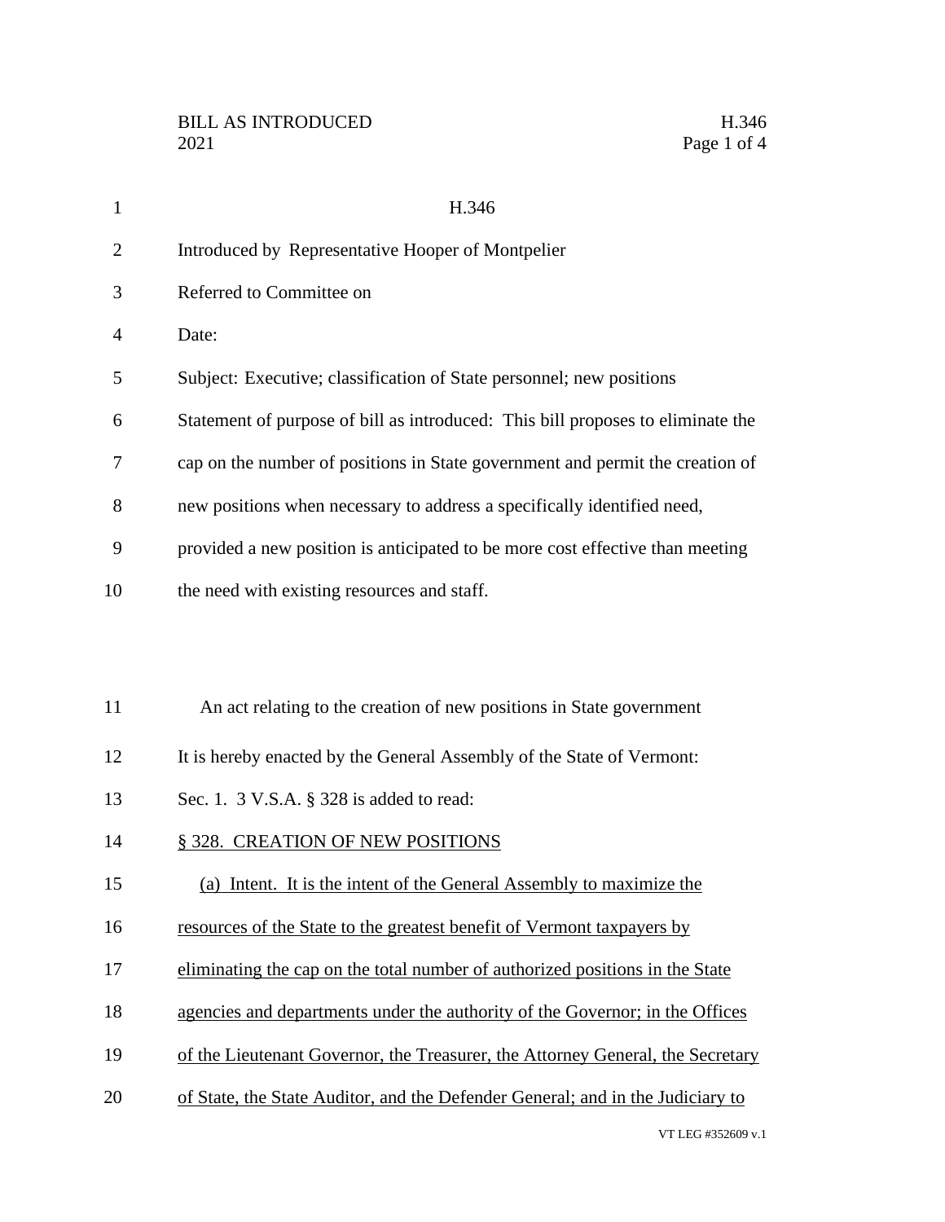# H.346

Introduced by Representative Hooper of Montpelier

Referred to Committee on

Date:

Subject: Executive; classification of State personnel; new positions

Statement of purpose of bill as introduced: This bill proposes to eliminate the cap on the number of positions in State government and permit the creation of new positions when necessary to address a specifically identified need, provided a new position is anticipated to be more cost effective than meeting the need with existing resources and staff.

An act relating to the creation of new positions in State government

It is hereby enacted by the General Assembly of the State of Vermont:

Sec. 1. 3 V.S.A. § 328 is added to read:

§ 328. CREATION OF NEW POSITIONS

(a) Intent. It is the intent of the General Assembly to maximize the resources of the State to the greatest benefit of Vermont taxpayers by eliminating the cap on the total number of authorized positions in the State agencies and departments under the authority of the Governor; in the Offices of the Lieutenant Governor, the Treasurer, the Attorney General, the Secretary of State, the State Auditor, and the Defender General; and in the Judiciary to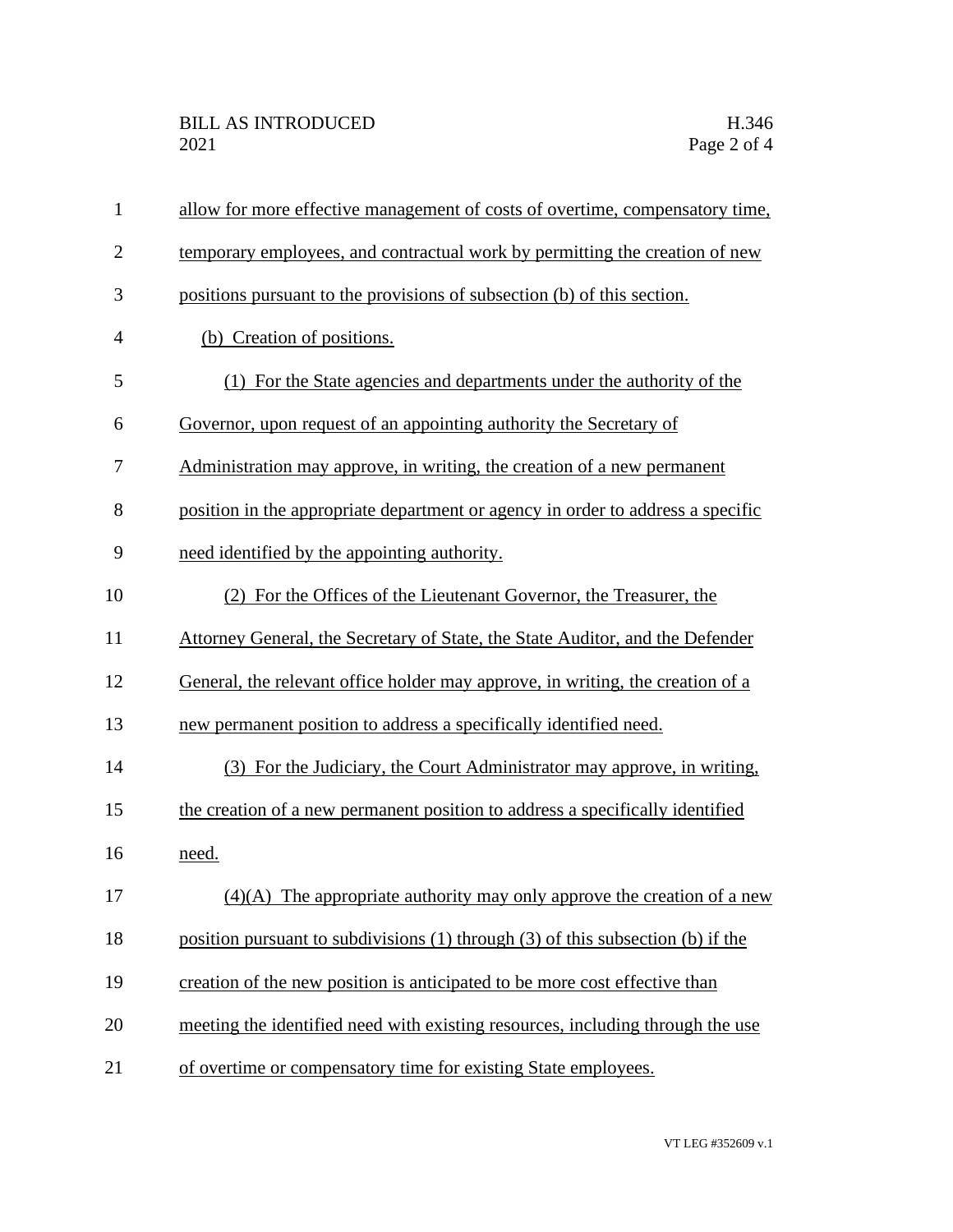allow for more effective management of costs of overtime, compensatory time, temporary employees, and contractual work by permitting the creation of new positions pursuant to the provisions of subsection (b) of this section.

(b) Creation of positions.

(1) For the State agencies and departments under the authority of the Governor, upon request of an appointing authority the Secretary of Administration may approve, in writing, the creation of a new permanent position in the appropriate department or agency in order to address a specific need identified by the appointing authority.

(2) For the Offices of the Lieutenant Governor, the Treasurer, the Attorney General, the Secretary of State, the State Auditor, and the Defender General, the relevant office holder may approve, in writing, the creation of a new permanent position to address a specifically identified need.

(3) For the Judiciary, the Court Administrator may approve, in writing, the creation of a new permanent position to address a specifically identified need.

(4)(A) The appropriate authority may only approve the creation of a new position pursuant to subdivisions (1) through (3) of this subsection (b) if the creation of the new position is anticipated to be more cost effective than meeting the identified need with existing resources, including through the use of overtime or compensatory time for existing State employees.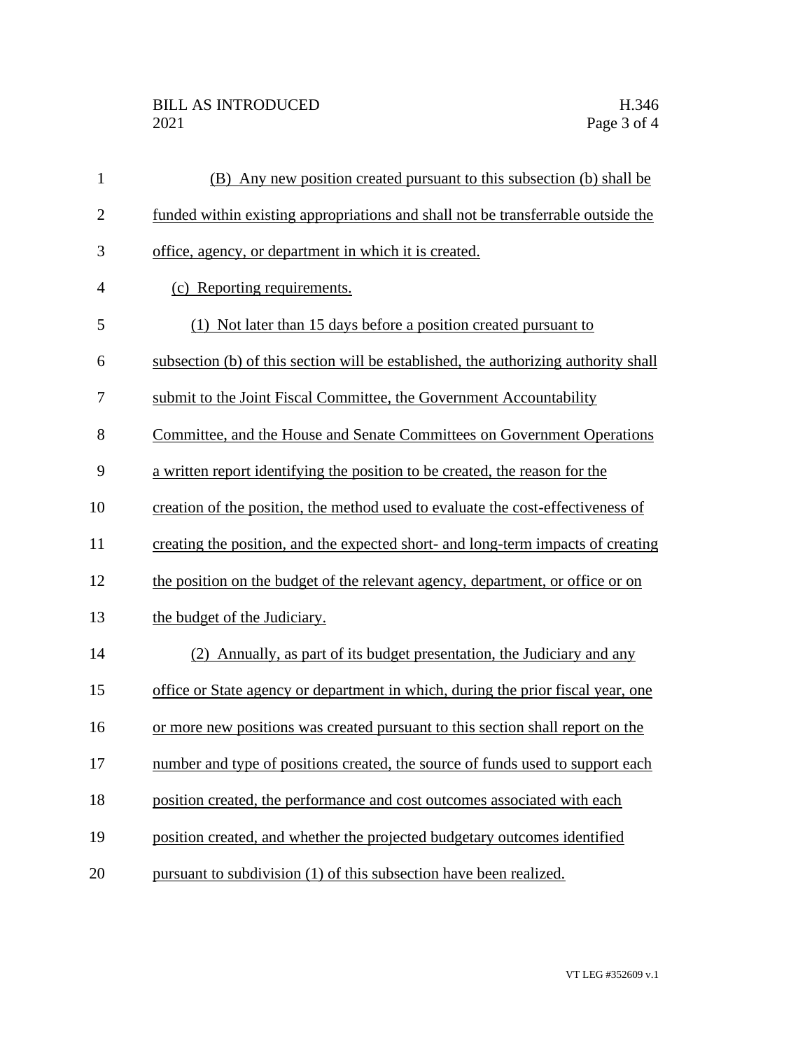(B) Any new position created pursuant to this subsection (b) shall be funded within existing appropriations and shall not be transferrable outside the office, agency, or department in which it is created.

(c) Reporting requirements.

(1) Not later than 15 days before a position created pursuant to subsection (b) of this section will be established, the authorizing authority shall submit to the Joint Fiscal Committee, the Government Accountability Committee, and the House and Senate Committees on Government Operations a written report identifying the position to be created, the reason for the creation of the position, the method used to evaluate the cost-effectiveness of creating the position, and the expected short- and long-term impacts of creating the position on the budget of the relevant agency, department, or office or on the budget of the Judiciary.

(2) Annually, as part of its budget presentation, the Judiciary and any office or State agency or department in which, during the prior fiscal year, one or more new positions was created pursuant to this section shall report on the number and type of positions created, the source of funds used to support each position created, the performance and cost outcomes associated with each position created, and whether the projected budgetary outcomes identified pursuant to subdivision (1) of this subsection have been realized.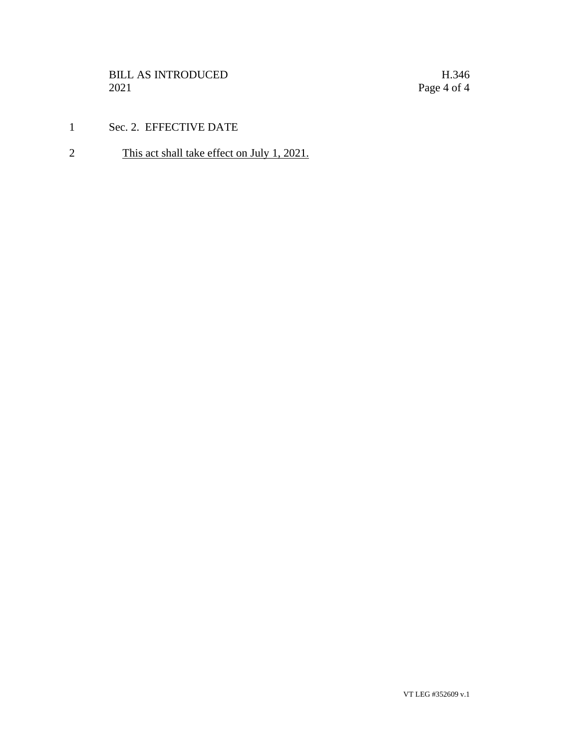Sec. 2. EFFECTIVE DATE

This act shall take effect on July 1, 2021.